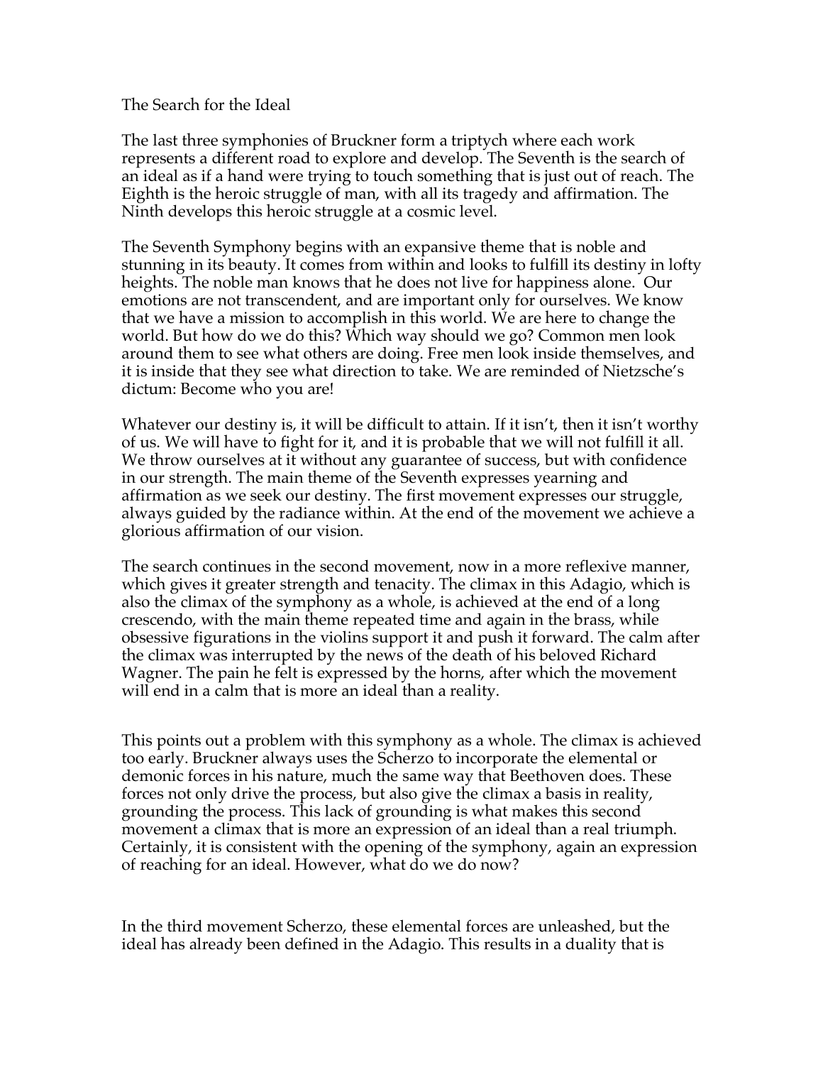# The Search for the Ideal

The last three symphonies of Bruckner form a triptych where each work represents a different road to explore and develop. The Seventh is the search of an ideal as if a hand were trying to touch something that is just out of reach. The Eighth is the heroic struggle of man, with all its tragedy and affirmation. The Ninth develops this heroic struggle at a cosmic level.

The Seventh Symphony begins with an expansive theme that is noble and stunning in its beauty. It comes from within and looks to fulfill its destiny in lofty heights. The noble man knows that he does not live for happiness alone. Our emotions are not transcendent, and are important only for ourselves. We know that we have a mission to accomplish in this world. We are here to change the world. But how do we do this? Which way should we go? Common men look around them to see what others are doing. Free men look inside themselves, and it is inside that they see what direction to take. We are reminded of Nietzsche's dictum: Become who you are!

Whatever our destiny is, it will be difficult to attain. If it isn't, then it isn't worthy of us. We will have to fight for it, and it is probable that we will not fulfill it all. We throw ourselves at it without any guarantee of success, but with confidence in our strength. The main theme of the Seventh expresses yearning and affirmation as we seek our destiny. The first movement expresses our struggle, always guided by the radiance within. At the end of the movement we achieve a glorious affirmation of our vision.

The search continues in the second movement, now in a more reflexive manner, which gives it greater strength and tenacity. The climax in this Adagio, which is also the climax of the symphony as a whole, is achieved at the end of a long crescendo, with the main theme repeated time and again in the brass, while obsessive figurations in the violins support it and push it forward. The calm after the climax was interrupted by the news of the death of his beloved Richard Wagner. The pain he felt is expressed by the horns, after which the movement will end in a calm that is more an ideal than a reality.

This points out a problem with this symphony as a whole. The climax is achieved too early. Bruckner always uses the Scherzo to incorporate the elemental or demonic forces in his nature, much the same way that Beethoven does. These forces not only drive the process, but also give the climax a basis in reality, grounding the process. This lack of grounding is what makes this second movement a climax that is more an expression of an ideal than a real triumph. Certainly, it is consistent with the opening of the symphony, again an expression of reaching for an ideal. However, what do we do now?

In the third movement Scherzo, these elemental forces are unleashed, but the ideal has already been defined in the Adagio. This results in a duality that is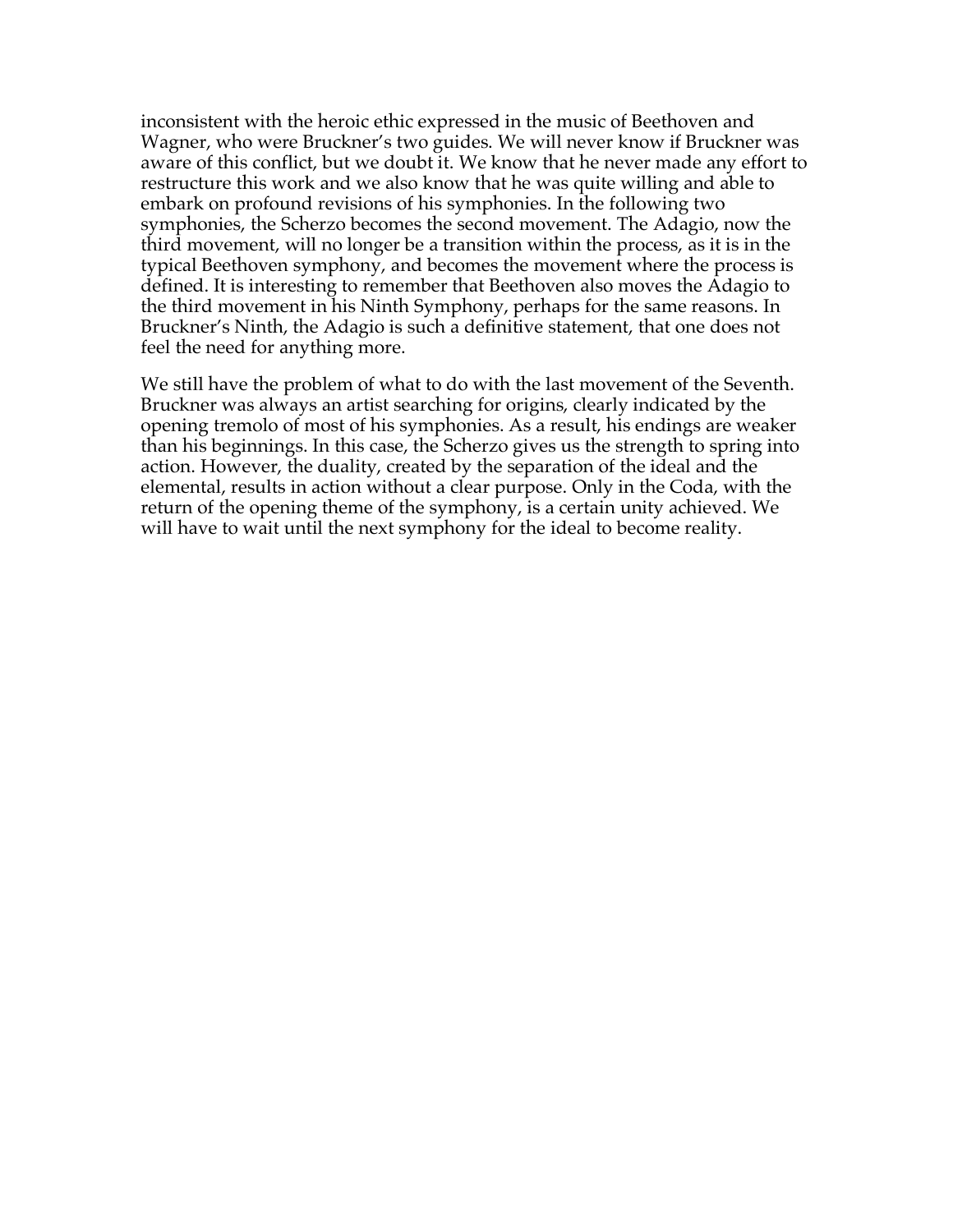inconsistent with the heroic ethic expressed in the music of Beethoven and Wagner, who were Bruckner's two guides. We will never know if Bruckner was aware of this conflict, but we doubt it. We know that he never made any effort to restructure this work and we also know that he was quite willing and able to embark on profound revisions of his symphonies. In the following two symphonies, the Scherzo becomes the second movement. The Adagio, now the third movement, will no longer be a transition within the process, as it is in the typical Beethoven symphony, and becomes the movement where the process is defined. It is interesting to remember that Beethoven also moves the Adagio to the third movement in his Ninth Symphony, perhaps for the same reasons. In Bruckner's Ninth, the Adagio is such a definitive statement, that one does not feel the need for anything more.

We still have the problem of what to do with the last movement of the Seventh. Bruckner was always an artist searching for origins, clearly indicated by the opening tremolo of most of his symphonies. As a result, his endings are weaker than his beginnings. In this case, the Scherzo gives us the strength to spring into action. However, the duality, created by the separation of the ideal and the elemental, results in action without a clear purpose. Only in the Coda, with the return of the opening theme of the symphony, is a certain unity achieved. We will have to wait until the next symphony for the ideal to become reality.